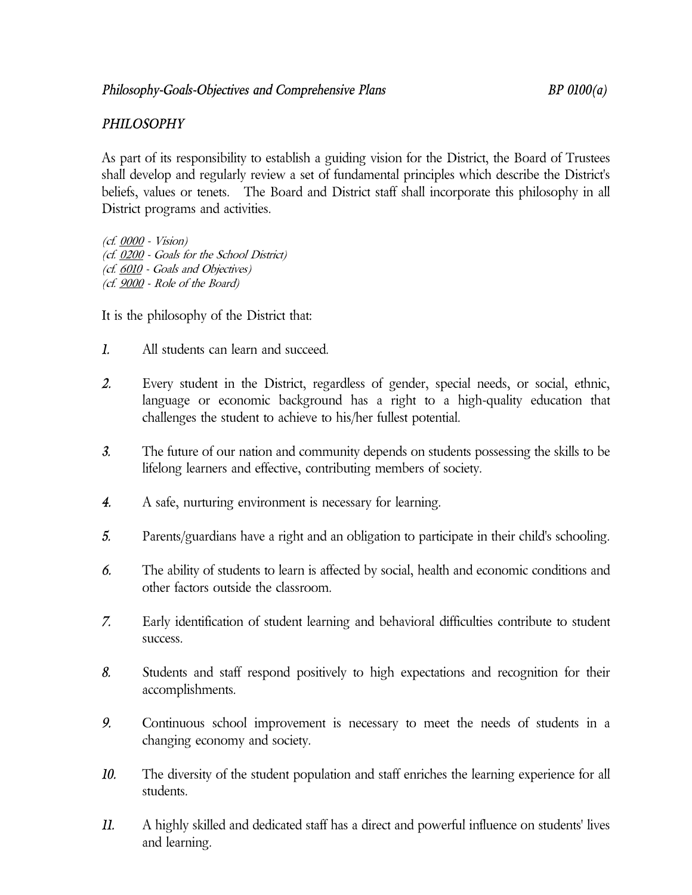*Philosophy-Goals-Objectives and Comprehensive Plans* *BP 0100(a)*

## *PHILOSOPHY*

As part of its responsibility to establish a guiding vision for the District, the Board of Trustees shall develop and regularly review a set of fundamental principles which describe the District's beliefs, values or tenets. The Board and District staff shall incorporate this philosophy in all District programs and activities.

*(cf. 0000 - Vision)*
*(cf. 0200 - Goals for the School District)*
*(cf. 6010 - Goals and Objectives)*
*(cf. 9000 - Role of the Board)*

It is the philosophy of the District that:

1. All students can learn and succeed.

2. Every student in the District, regardless of gender, special needs, or social, ethnic, language or economic background has a right to a high-quality education that challenges the student to achieve to his/her fullest potential.

3. The future of our nation and community depends on students possessing the skills to be lifelong learners and effective, contributing members of society.

4. A safe, nurturing environment is necessary for learning.

5. Parents/guardians have a right and an obligation to participate in their child's schooling.

6. The ability of students to learn is affected by social, health and economic conditions and other factors outside the classroom.

7. Early identification of student learning and behavioral difficulties contribute to student success.

8. Students and staff respond positively to high expectations and recognition for their accomplishments.

9. Continuous school improvement is necessary to meet the needs of students in a changing economy and society.

10. The diversity of the student population and staff enriches the learning experience for all students.

11. A highly skilled and dedicated staff has a direct and powerful influence on students' lives and learning.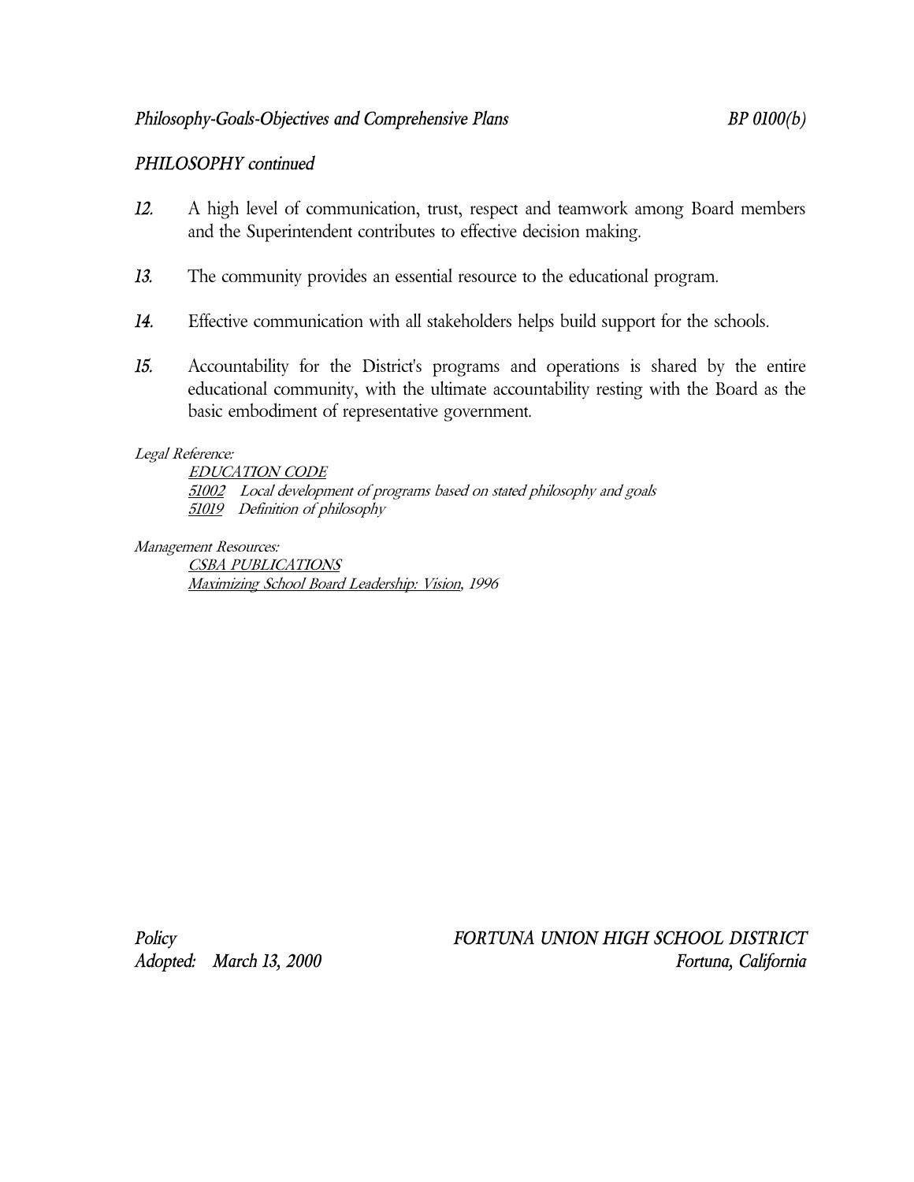*PHILOSOPHY continued*

12. A high level of communication, trust, respect and teamwork among Board members and the Superintendent contributes to effective decision making.

13. The community provides an essential resource to the educational program.

14. Effective communication with all stakeholders helps build support for the schools.

15. Accountability for the District's programs and operations is shared by the entire educational community, with the ultimate accountability resting with the Board as the basic embodiment of representative government.

*Legal Reference:*

*EDUCATION CODE*

*51002 Local development of programs based on stated philosophy and goals*

*51019 Definition of philosophy*

*Management Resources:*

*CSBA PUBLICATIONS*

*Maximizing School Board Leadership: Vision, 1996*

*Policy* — *FORTUNA UNION HIGH SCHOOL DISTRICT*

*Adopted: March 13, 2000* — *Fortuna, California*